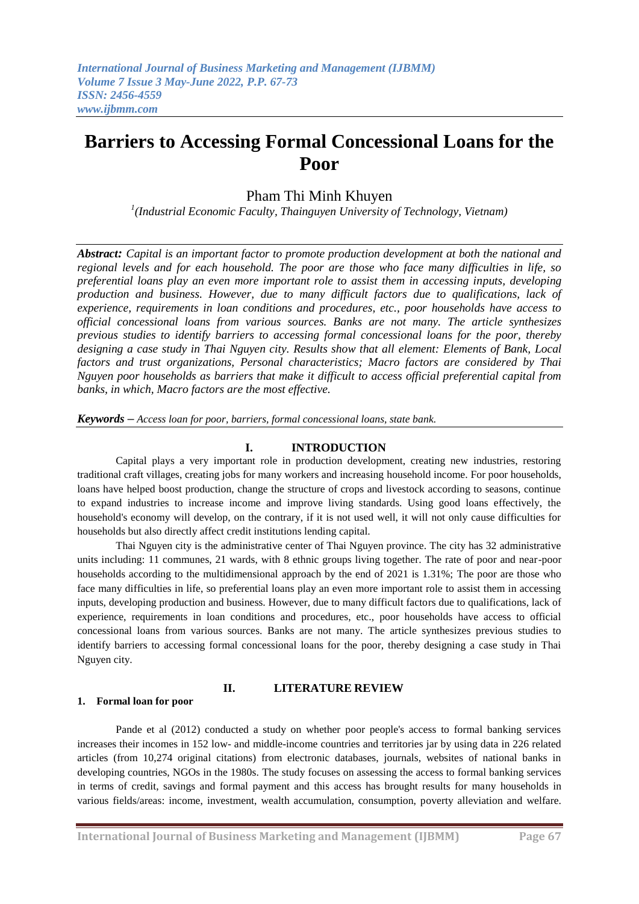# Barriers to Accessing Formal Concessional Loans for the Poor

Pham Thi Minh Khuyen

[1](Industrial Economic Faculty, Thainguyen University of Technology, Vietnam)

***Abstract:*** *Capital is an important factor to promote production development at both the national and regional levels and for each household. The poor are those who face many difficulties in life, so preferential loans play an even more important role to assist them in accessing inputs, developing production and business. However, due to many difficult factors due to qualifications, lack of experience, requirements in loan conditions and procedures, etc., poor households have access to official concessional loans from various sources. Banks are not many. The article synthesizes previous studies to identify barriers to accessing formal concessional loans for the poor, thereby designing a case study in Thai Nguyen city. Results show that all element: Elements of Bank, Local factors and trust organizations, Personal characteristics; Macro factors are considered by Thai Nguyen poor households as barriers that make it difficult to access official preferential capital from banks, in which, Macro factors are the most effective.*

***Keywords*** *– Access loan for poor, barriers, formal concessional loans, state bank.*

## I. INTRODUCTION

Capital plays a very important role in production development, creating new industries, restoring traditional craft villages, creating jobs for many workers and increasing household income. For poor households, loans have helped boost production, change the structure of crops and livestock according to seasons, continue to expand industries to increase income and improve living standards. Using good loans effectively, the household's economy will develop, on the contrary, if it is not used well, it will not only cause difficulties for households but also directly affect credit institutions lending capital.

Thai Nguyen city is the administrative center of Thai Nguyen province. The city has 32 administrative units including: 11 communes, 21 wards, with 8 ethnic groups living together. The rate of poor and near-poor households according to the multidimensional approach by the end of 2021 is 1.31%; The poor are those who face many difficulties in life, so preferential loans play an even more important role to assist them in accessing inputs, developing production and business. However, due to many difficult factors due to qualifications, lack of experience, requirements in loan conditions and procedures, etc., poor households have access to official concessional loans from various sources. Banks are not many. The article synthesizes previous studies to identify barriers to accessing formal concessional loans for the poor, thereby designing a case study in Thai Nguyen city.

## II. LITERATURE REVIEW

### 1. Formal loan for poor

Pande et al (2012) conducted a study on whether poor people's access to formal banking services increases their incomes in 152 low- and middle-income countries and territories jar by using data in 226 related articles (from 10,274 original citations) from electronic databases, journals, websites of national banks in developing countries, NGOs in the 1980s. The study focuses on assessing the access to formal banking services in terms of credit, savings and formal payment and this access has brought results for many households in various fields/areas: income, investment, wealth accumulation, consumption, poverty alleviation and welfare.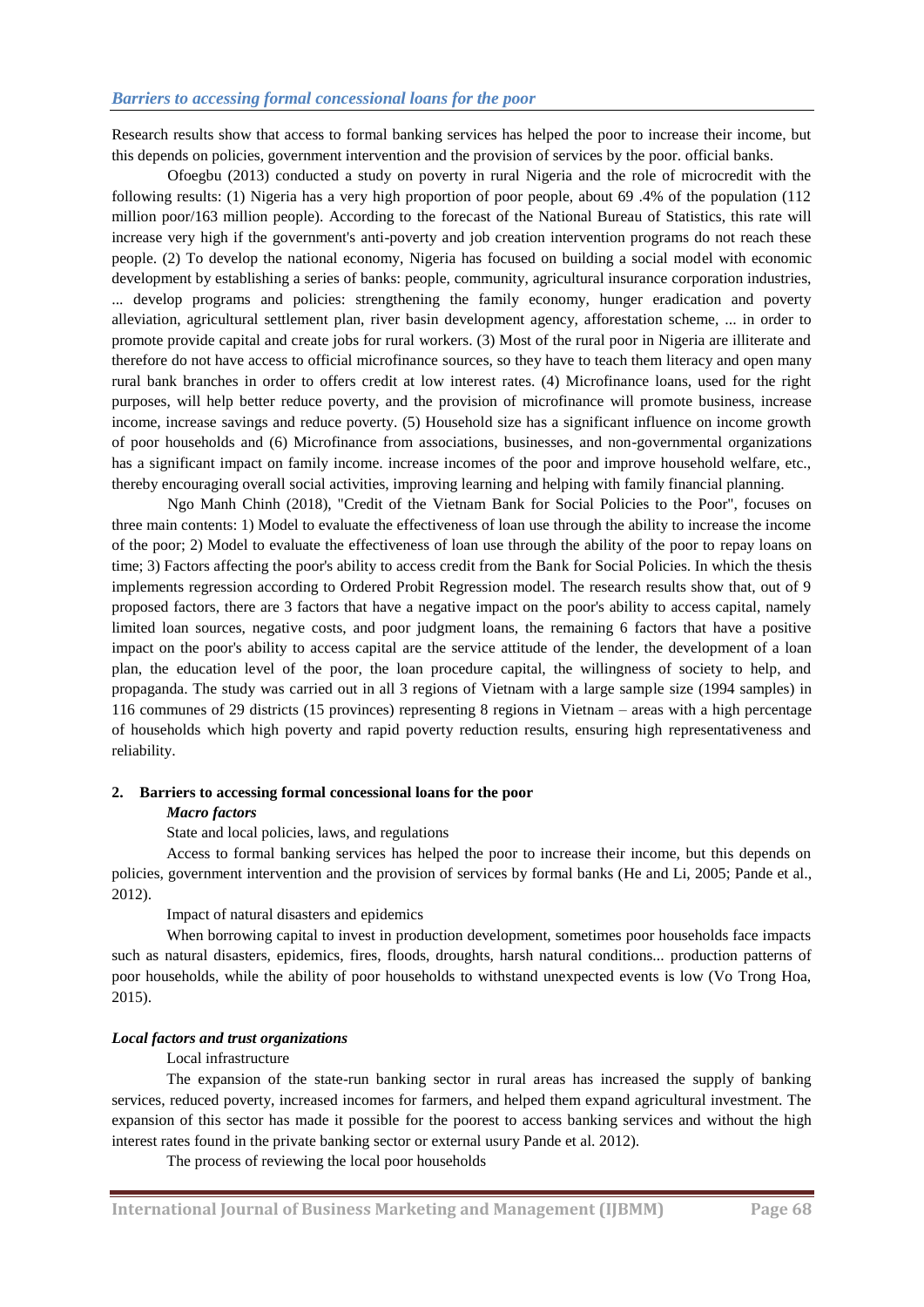*Barriers to accessing formal concessional loans for the poor*

Research results show that access to formal banking services has helped the poor to increase their income, but this depends on policies, government intervention and the provision of services by the poor. official banks.

Ofoegbu (2013) conducted a study on poverty in rural Nigeria and the role of microcredit with the following results: (1) Nigeria has a very high proportion of poor people, about 69 .4% of the population (112 million poor/163 million people). According to the forecast of the National Bureau of Statistics, this rate will increase very high if the government's anti-poverty and job creation intervention programs do not reach these people. (2) To develop the national economy, Nigeria has focused on building a social model with economic development by establishing a series of banks: people, community, agricultural insurance corporation industries, ... develop programs and policies: strengthening the family economy, hunger eradication and poverty alleviation, agricultural settlement plan, river basin development agency, afforestation scheme, ... in order to promote provide capital and create jobs for rural workers. (3) Most of the rural poor in Nigeria are illiterate and therefore do not have access to official microfinance sources, so they have to teach them literacy and open many rural bank branches in order to offers credit at low interest rates. (4) Microfinance loans, used for the right purposes, will help better reduce poverty, and the provision of microfinance will promote business, increase income, increase savings and reduce poverty. (5) Household size has a significant influence on income growth of poor households and (6) Microfinance from associations, businesses, and non-governmental organizations has a significant impact on family income. increase incomes of the poor and improve household welfare, etc., thereby encouraging overall social activities, improving learning and helping with family financial planning.

Ngo Manh Chinh (2018), "Credit of the Vietnam Bank for Social Policies to the Poor", focuses on three main contents: 1) Model to evaluate the effectiveness of loan use through the ability to increase the income of the poor; 2) Model to evaluate the effectiveness of loan use through the ability of the poor to repay loans on time; 3) Factors affecting the poor's ability to access credit from the Bank for Social Policies. In which the thesis implements regression according to Ordered Probit Regression model. The research results show that, out of 9 proposed factors, there are 3 factors that have a negative impact on the poor's ability to access capital, namely limited loan sources, negative costs, and poor judgment loans, the remaining 6 factors that have a positive impact on the poor's ability to access capital are the service attitude of the lender, the development of a loan plan, the education level of the poor, the loan procedure capital, the willingness of society to help, and propaganda. The study was carried out in all 3 regions of Vietnam with a large sample size (1994 samples) in 116 communes of 29 districts (15 provinces) representing 8 regions in Vietnam – areas with a high percentage of households which high poverty and rapid poverty reduction results, ensuring high representativeness and reliability.

## 2. Barriers to accessing formal concessional loans for the poor

***Macro factors***

State and local policies, laws, and regulations

Access to formal banking services has helped the poor to increase their income, but this depends on policies, government intervention and the provision of services by formal banks (He and Li, 2005; Pande et al., 2012).

Impact of natural disasters and epidemics

When borrowing capital to invest in production development, sometimes poor households face impacts such as natural disasters, epidemics, fires, floods, droughts, harsh natural conditions... production patterns of poor households, while the ability of poor households to withstand unexpected events is low (Vo Trong Hoa, 2015).

***Local factors and trust organizations***

Local infrastructure

The expansion of the state-run banking sector in rural areas has increased the supply of banking services, reduced poverty, increased incomes for farmers, and helped them expand agricultural investment. The expansion of this sector has made it possible for the poorest to access banking services and without the high interest rates found in the private banking sector or external usury Pande et al. 2012).

The process of reviewing the local poor households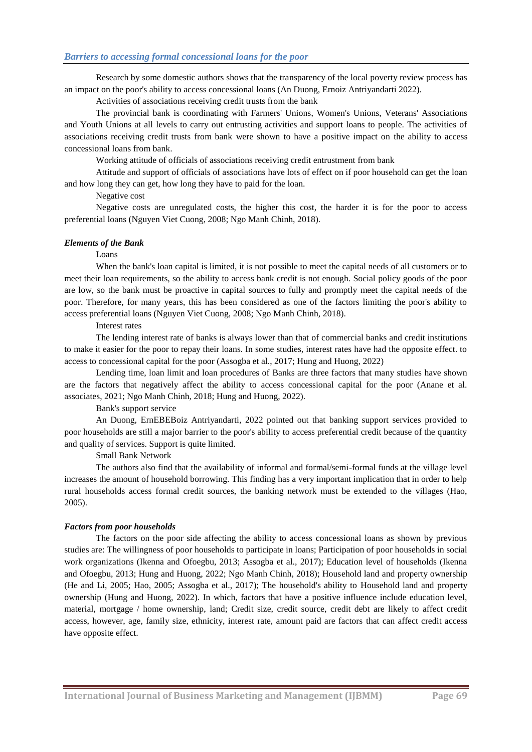### *Barriers to accessing formal concessional loans for the poor*

Research by some domestic authors shows that the transparency of the local poverty review process has an impact on the poor's ability to access concessional loans (An Duong, Ernoiz Antriyandarti 2022).

Activities of associations receiving credit trusts from the bank

The provincial bank is coordinating with Farmers' Unions, Women's Unions, Veterans' Associations and Youth Unions at all levels to carry out entrusting activities and support loans to people. The activities of associations receiving credit trusts from bank were shown to have a positive impact on the ability to access concessional loans from bank.

Working attitude of officials of associations receiving credit entrustment from bank

Attitude and support of officials of associations have lots of effect on if poor household can get the loan and how long they can get, how long they have to paid for the loan.

Negative cost

Negative costs are unregulated costs, the higher this cost, the harder it is for the poor to access preferential loans (Nguyen Viet Cuong, 2008; Ngo Manh Chinh, 2018).

#### *Elements of the Bank*

Loans

When the bank's loan capital is limited, it is not possible to meet the capital needs of all customers or to meet their loan requirements, so the ability to access bank credit is not enough. Social policy goods of the poor are low, so the bank must be proactive in capital sources to fully and promptly meet the capital needs of the poor. Therefore, for many years, this has been considered as one of the factors limiting the poor's ability to access preferential loans (Nguyen Viet Cuong, 2008; Ngo Manh Chinh, 2018).

Interest rates

The lending interest rate of banks is always lower than that of commercial banks and credit institutions to make it easier for the poor to repay their loans. In some studies, interest rates have had the opposite effect. to access to concessional capital for the poor (Assogba et al., 2017; Hung and Huong, 2022)

Lending time, loan limit and loan procedures of Banks are three factors that many studies have shown are the factors that negatively affect the ability to access concessional capital for the poor (Anane et al. associates, 2021; Ngo Manh Chinh, 2018; Hung and Huong, 2022).

Bank's support service

An Duong, ErnEBEBoiz Antriyandarti, 2022 pointed out that banking support services provided to poor households are still a major barrier to the poor's ability to access preferential credit because of the quantity and quality of services. Support is quite limited.

Small Bank Network

The authors also find that the availability of informal and formal/semi-formal funds at the village level increases the amount of household borrowing. This finding has a very important implication that in order to help rural households access formal credit sources, the banking network must be extended to the villages (Hao, 2005).

#### *Factors from poor households*

The factors on the poor side affecting the ability to access concessional loans as shown by previous studies are: The willingness of poor households to participate in loans; Participation of poor households in social work organizations (Ikenna and Ofoegbu, 2013; Assogba et al., 2017); Education level of households (Ikenna and Ofoegbu, 2013; Hung and Huong, 2022; Ngo Manh Chinh, 2018); Household land and property ownership (He and Li, 2005; Hao, 2005; Assogba et al., 2017); The household's ability to Household land and property ownership (Hung and Huong, 2022). In which, factors that have a positive influence include education level, material, mortgage / home ownership, land; Credit size, credit source, credit debt are likely to affect credit access, however, age, family size, ethnicity, interest rate, amount paid are factors that can affect credit access have opposite effect.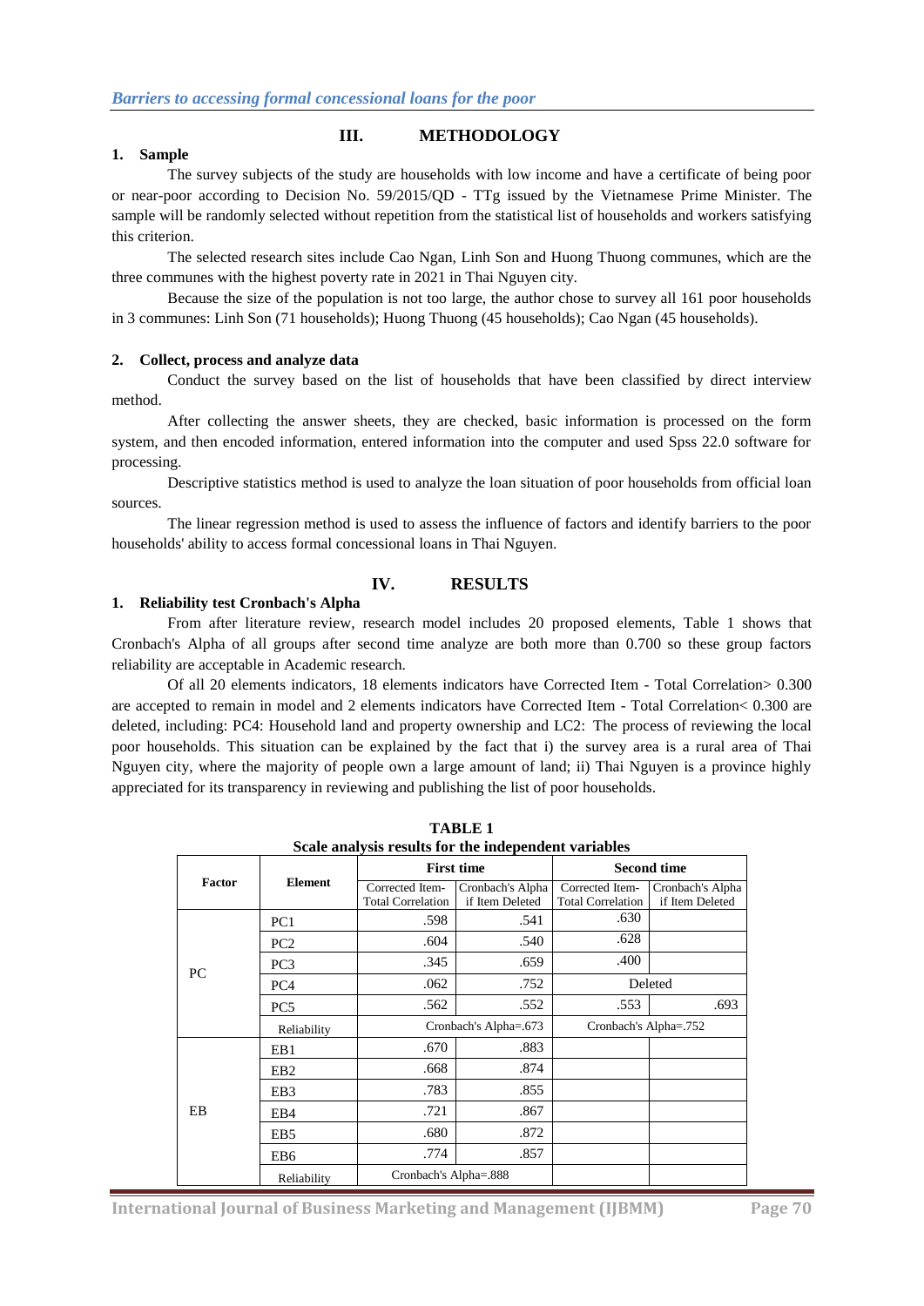## III. METHODOLOGY

### 1. Sample

The survey subjects of the study are households with low income and have a certificate of being poor or near-poor according to Decision No. 59/2015/QD - TTg issued by the Vietnamese Prime Minister. The sample will be randomly selected without repetition from the statistical list of households and workers satisfying this criterion.

The selected research sites include Cao Ngan, Linh Son and Huong Thuong communes, which are the three communes with the highest poverty rate in 2021 in Thai Nguyen city.

Because the size of the population is not too large, the author chose to survey all 161 poor households in 3 communes: Linh Son (71 households); Huong Thuong (45 households); Cao Ngan (45 households).

### 2. Collect, process and analyze data

Conduct the survey based on the list of households that have been classified by direct interview method.

After collecting the answer sheets, they are checked, basic information is processed on the form system, and then encoded information, entered information into the computer and used Spss 22.0 software for processing.

Descriptive statistics method is used to analyze the loan situation of poor households from official loan sources.

The linear regression method is used to assess the influence of factors and identify barriers to the poor households' ability to access formal concessional loans in Thai Nguyen.

## IV. RESULTS

### 1. Reliability test Cronbach's Alpha

From after literature review, research model includes 20 proposed elements, Table 1 shows that Cronbach's Alpha of all groups after second time analyze are both more than 0.700 so these group factors reliability are acceptable in Academic research.

Of all 20 elements indicators, 18 elements indicators have Corrected Item - Total Correlation> 0.300 are accepted to remain in model and 2 elements indicators have Corrected Item - Total Correlation< 0.300 are deleted, including: PC4: Household land and property ownership and LC2: The process of reviewing the local poor households. This situation can be explained by the fact that i) the survey area is a rural area of Thai Nguyen city, where the majority of people own a large amount of land; ii) Thai Nguyen is a province highly appreciated for its transparency in reviewing and publishing the list of poor households.

**TABLE 1**
**Scale analysis results for the independent variables**

| Factor | Element | First time | | Second time | |
|---|---|---|---|---|---|
| | | Corrected Item-Total Correlation | Cronbach's Alpha if Item Deleted | Corrected Item-Total Correlation | Cronbach's Alpha if Item Deleted |
| PC | PC1 | .598 | .541 | .630 | |
| | PC2 | .604 | .540 | .628 | |
| | PC3 | .345 | .659 | .400 | |
| | PC4 | .062 | .752 | Deleted | |
| | PC5 | .562 | .552 | .553 | .693 |
| | Reliability | Cronbach's Alpha=.673 | | Cronbach's Alpha=.752 | |
| EB | EB1 | .670 | .883 | | |
| | EB2 | .668 | .874 | | |
| | EB3 | .783 | .855 | | |
| | EB4 | .721 | .867 | | |
| | EB5 | .680 | .872 | | |
| | EB6 | .774 | .857 | | |
| | Reliability | Cronbach's Alpha=.888 | | | |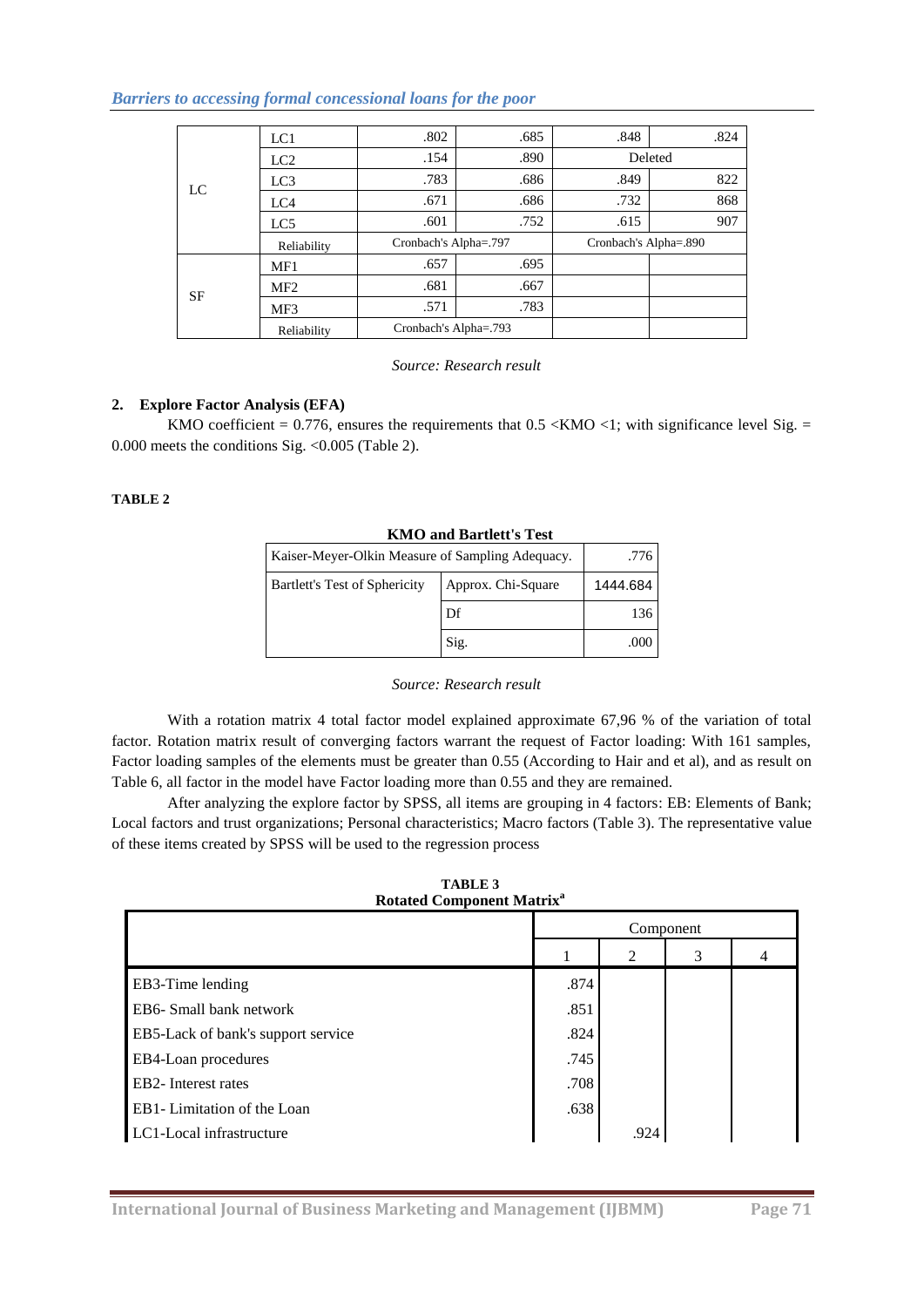| | | | | | |
|---|---|---|---|---|---|
| LC | LC1 | .802 | .685 | .848 | .824 |
| | LC2 | .154 | .890 | Deleted | |
| | LC3 | .783 | .686 | .849 | 822 |
| | LC4 | .671 | .686 | .732 | 868 |
| | LC5 | .601 | .752 | .615 | 907 |
| | Reliability | Cronbach's Alpha=.797 | | Cronbach's Alpha=.890 | |
| SF | MF1 | .657 | .695 | | |
| | MF2 | .681 | .667 | | |
| | MF3 | .571 | .783 | | |
| | Reliability | Cronbach's Alpha=.793 | | | |

*Source: Research result*

## 2. Explore Factor Analysis (EFA)

KMO coefficient = 0.776, ensures the requirements that 0.5 <KMO <1; with significance level Sig. = 0.000 meets the conditions Sig. <0.005 (Table 2).

**TABLE 2**

**KMO and Bartlett's Test**

| | | |
|---|---|---|
| Kaiser-Meyer-Olkin Measure of Sampling Adequacy. | | .776 |
| Bartlett's Test of Sphericity | Approx. Chi-Square | 1444.684 |
| | Df | 136 |
| | Sig. | .000 |

*Source: Research result*

With a rotation matrix 4 total factor model explained approximate 67,96 % of the variation of total factor. Rotation matrix result of converging factors warrant the request of Factor loading: With 161 samples, Factor loading samples of the elements must be greater than 0.55 (According to Hair and et al), and as result on Table 6, all factor in the model have Factor loading more than 0.55 and they are remained.

After analyzing the explore factor by SPSS, all items are grouping in 4 factors: EB: Elements of Bank; Local factors and trust organizations; Personal characteristics; Macro factors (Table 3). The representative value of these items created by SPSS will be used to the regression process

**TABLE 3**
**Rotated Component Matrix[a]**

| | Component | | | |
|---|---|---|---|---|
| | 1 | 2 | 3 | 4 |
| EB3-Time lending | .874 | | | |
| EB6- Small bank network | .851 | | | |
| EB5-Lack of bank's support service | .824 | | | |
| EB4-Loan procedures | .745 | | | |
| EB2- Interest rates | .708 | | | |
| EB1- Limitation of the Loan | .638 | | | |
| LC1-Local infrastructure | | .924 | | |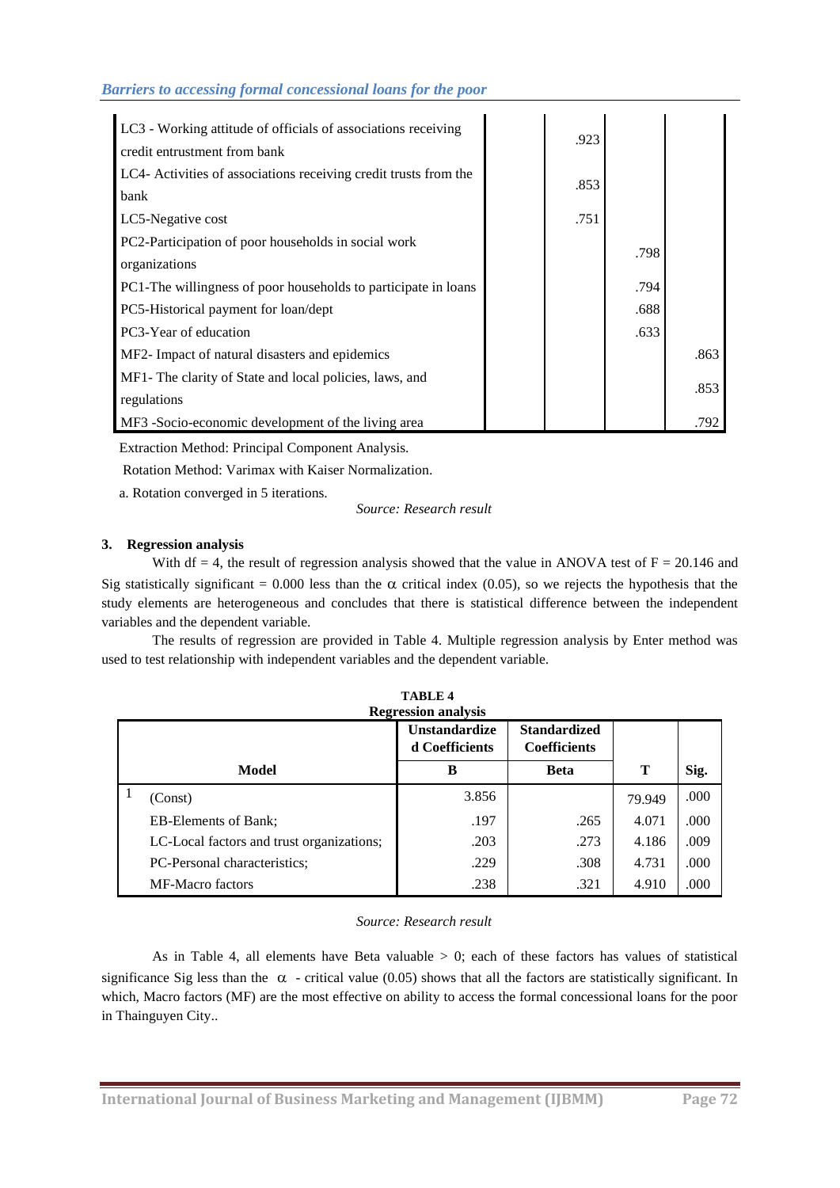| | | | | |
|---|---|---|---|---|
| LC3 - Working attitude of officials of associations receiving credit entrustment from bank | | .923 | | |
| LC4- Activities of associations receiving credit trusts from the bank | | .853 | | |
| LC5-Negative cost | | .751 | | |
| PC2-Participation of poor households in social work organizations | | | .798 | |
| PC1-The willingness of poor households to participate in loans | | | .794 | |
| PC5-Historical payment for loan/dept | | | .688 | |
| PC3-Year of education | | | .633 | |
| MF2- Impact of natural disasters and epidemics | | | | .863 |
| MF1- The clarity of State and local policies, laws, and regulations | | | | .853 |
| MF3 -Socio-economic development of the living area | | | | .792 |

Extraction Method: Principal Component Analysis.

Rotation Method: Varimax with Kaiser Normalization.

a. Rotation converged in 5 iterations.

*Source: Research result*

### 3. Regression analysis

With df = 4, the result of regression analysis showed that the value in ANOVA test of F = 20.146 and Sig statistically significant = 0.000 less than the $\alpha$ critical index (0.05), so we rejects the hypothesis that the study elements are heterogeneous and concludes that there is statistical difference between the independent variables and the dependent variable.

The results of regression are provided in Table 4. Multiple regression analysis by Enter method was used to test relationship with independent variables and the dependent variable.

**TABLE 4**
**Regression analysis**

| Model | | Unstandardized Coefficients | Standardized Coefficients | | |
|---|---|---|---|---|---|
| | | B | Beta | T | Sig. |
| 1 | (Const) | 3.856 | | 79.949 | .000 |
| | EB-Elements of Bank; | .197 | .265 | 4.071 | .000 |
| | LC-Local factors and trust organizations; | .203 | .273 | 4.186 | .009 |
| | PC-Personal characteristics; | .229 | .308 | 4.731 | .000 |
| | MF-Macro factors | .238 | .321 | 4.910 | .000 |

*Source: Research result*

As in Table 4, all elements have Beta valuable > 0; each of these factors has values of statistical significance Sig less than the $\alpha$ - critical value (0.05) shows that all the factors are statistically significant. In which, Macro factors (MF) are the most effective on ability to access the formal concessional loans for the poor in Thainguyen City..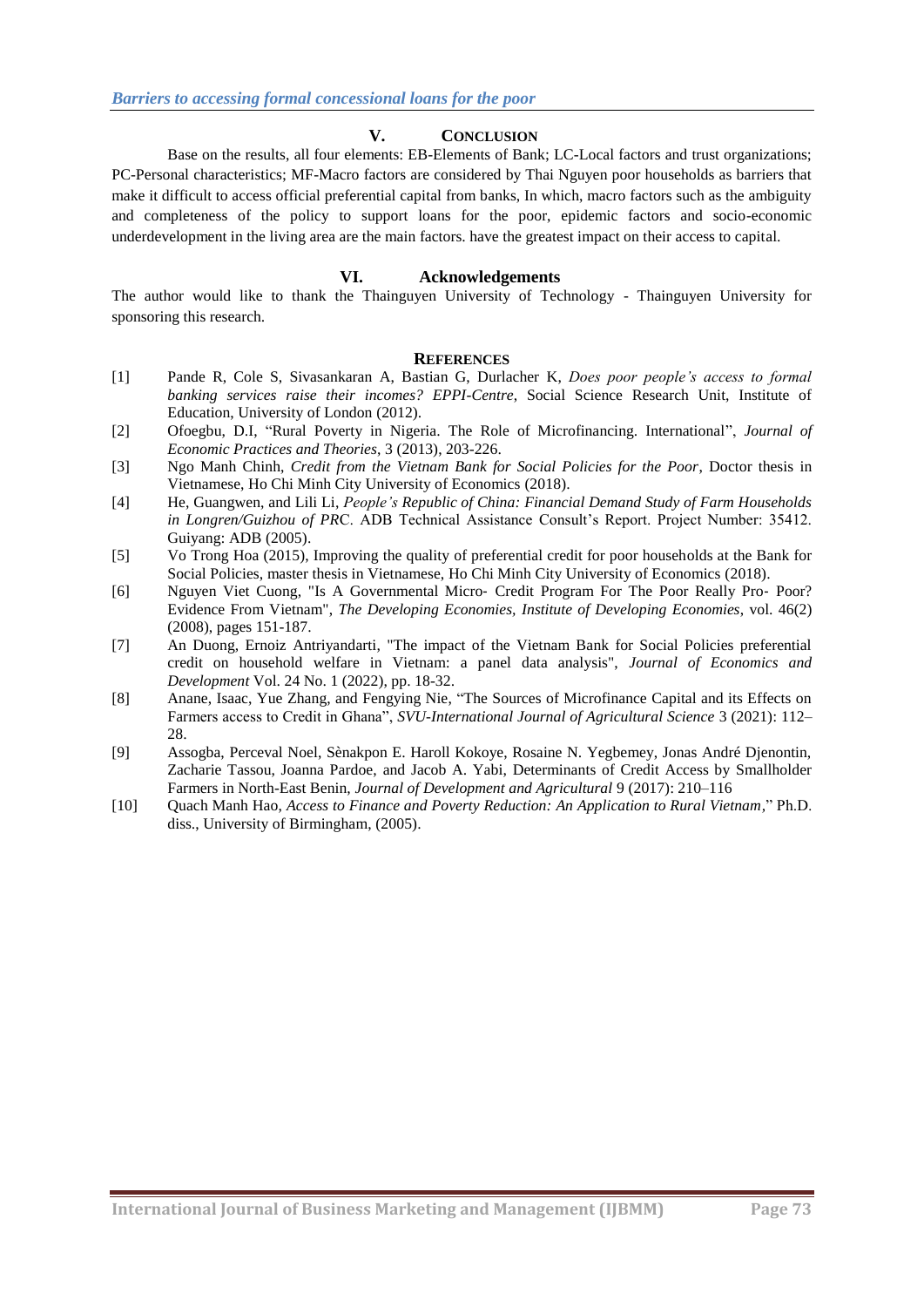## V. Conclusion

Base on the results, all four elements: EB-Elements of Bank; LC-Local factors and trust organizations; PC-Personal characteristics; MF-Macro factors are considered by Thai Nguyen poor households as barriers that make it difficult to access official preferential capital from banks, In which, macro factors such as the ambiguity and completeness of the policy to support loans for the poor, epidemic factors and socio-economic underdevelopment in the living area are the main factors. have the greatest impact on their access to capital.

## VI. Acknowledgements

The author would like to thank the Thainguyen University of Technology - Thainguyen University for sponsoring this research.

## References

[1] Pande R, Cole S, Sivasankaran A, Bastian G, Durlacher K, *Does poor people's access to formal banking services raise their incomes? EPPI-Centre*, Social Science Research Unit, Institute of Education, University of London (2012).

[2] Ofoegbu, D.I, "Rural Poverty in Nigeria. The Role of Microfinancing. International", *Journal of Economic Practices and Theories*, 3 (2013), 203-226.

[3] Ngo Manh Chinh, *Credit from the Vietnam Bank for Social Policies for the Poor*, Doctor thesis in Vietnamese, Ho Chi Minh City University of Economics (2018).

[4] He, Guangwen, and Lili Li, *People's Republic of China: Financial Demand Study of Farm Households in Longren/Guizhou of PRC*. ADB Technical Assistance Consult's Report. Project Number: 35412. Guiyang: ADB (2005).

[5] Vo Trong Hoa (2015), Improving the quality of preferential credit for poor households at the Bank for Social Policies, master thesis in Vietnamese, Ho Chi Minh City University of Economics (2018).

[6] Nguyen Viet Cuong, "Is A Governmental Micro- Credit Program For The Poor Really Pro- Poor? Evidence From Vietnam", *The Developing Economies, Institute of Developing Economies*, vol. 46(2) (2008), pages 151-187.

[7] An Duong, Ernoiz Antriyandarti, "The impact of the Vietnam Bank for Social Policies preferential credit on household welfare in Vietnam: a panel data analysis", *Journal of Economics and Development* Vol. 24 No. 1 (2022), pp. 18-32.

[8] Anane, Isaac, Yue Zhang, and Fengying Nie, "The Sources of Microfinance Capital and its Effects on Farmers access to Credit in Ghana", *SVU-International Journal of Agricultural Science* 3 (2021): 112–28.

[9] Assogba, Perceval Noel, Sènakpon E. Haroll Kokoye, Rosaine N. Yegbemey, Jonas André Djenontin, Zacharie Tassou, Joanna Pardoe, and Jacob A. Yabi, Determinants of Credit Access by Smallholder Farmers in North-East Benin, *Journal of Development and Agricultural* 9 (2017): 210–116

[10] Quach Manh Hao, *Access to Finance and Poverty Reduction: An Application to Rural Vietnam*," Ph.D. diss., University of Birmingham, (2005).